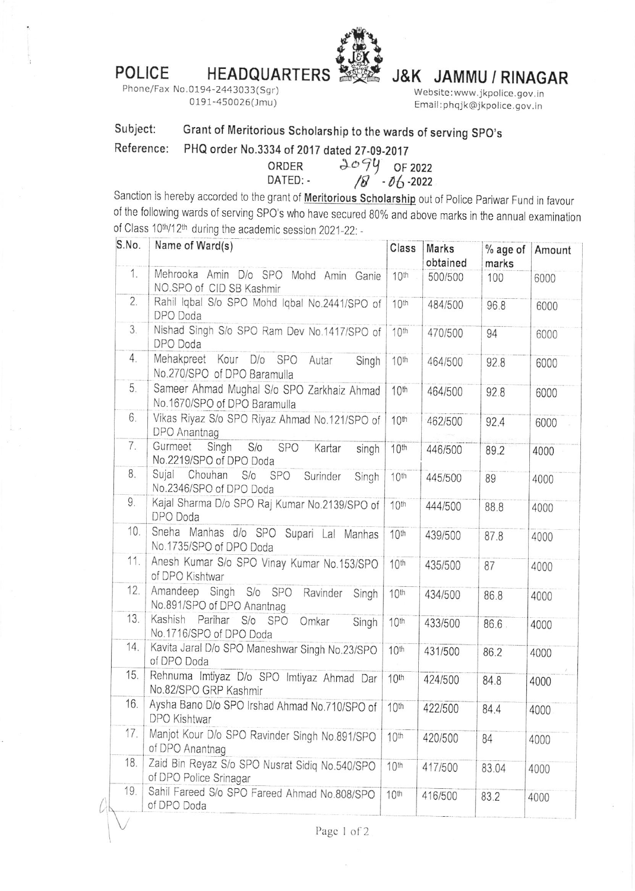# POLICE HEADQUARTERS J&K JAMMU / RINAGAR

Phone/Fax No.0194-2443033(Sgr)
0191-450026(Jmu)

Website:www.jkpolice.gov.in
Email:phqjk@jkpolice.gov.in

**Subject:** Grant of Meritorious Scholarship to the wards of serving SPO's

**Reference:** PHQ order No.3334 of 2017 dated 27-09-2017

ORDER 2094 OF 2022
DATED:- 18-06-2022

Sanction is hereby accorded to the grant of **Meritorious Scholarship** out of Police Pariwar Fund in favour of the following wards of serving SPO's who have secured 80% and above marks in the annual examination of Class 10th/12th during the academic session 2021-22: -

| S.No. | Name of Ward(s) | Class | Marks obtained | % age of marks | Amount |
|---|---|---|---|---|---|
| 1. | Mehrooka Amin D/o SPO Mohd Amin Ganie NO.SPO of CID SB Kashmir | 10th | 500/500 | 100 | 6000 |
| 2. | Rahil Iqbal S/o SPO Mohd Iqbal No.2441/SPO of DPO Doda | 10th | 484/500 | 96.8 | 6000 |
| 3. | Nishad Singh S/o SPO Ram Dev No.1417/SPO of DPO Doda | 10th | 470/500 | 94 | 6000 |
| 4. | Mehakpreet Kour D/o SPO Autar Singh No.270/SPO of DPO Baramulla | 10th | 464/500 | 92.8 | 6000 |
| 5. | Sameer Ahmad Mughal S/o SPO Zarkhaiz Ahmad No.1670/SPO of DPO Baramulla | 10th | 464/500 | 92.8 | 6000 |
| 6. | Vikas Riyaz S/o SPO Riyaz Ahmad No.121/SPO of DPO Anantnag | 10th | 462/500 | 92.4 | 6000 |
| 7. | Gurmeet Singh S/o SPO Kartar singh No.2219/SPO of DPO Doda | 10th | 446/500 | 89.2 | 4000 |
| 8. | Sujal Chouhan S/o SPO Surinder Singh No.2346/SPO of DPO Doda | 10th | 445/500 | 89 | 4000 |
| 9. | Kajal Sharma D/o SPO Raj Kumar No.2139/SPO of DPO Doda | 10th | 444/500 | 88.8 | 4000 |
| 10. | Sneha Manhas d/o SPO Supari Lal Manhas No.1735/SPO of DPO Doda | 10th | 439/500 | 87.8 | 4000 |
| 11. | Anesh Kumar S/o SPO Vinay Kumar No.153/SPO of DPO Kishtwar | 10th | 435/500 | 87 | 4000 |
| 12. | Amandeep Singh S/o SPO Ravinder Singh No.891/SPO of DPO Anantnag | 10th | 434/500 | 86.8 | 4000 |
| 13. | Kashish Parihar S/o SPO Omkar Singh No.1716/SPO of DPO Doda | 10th | 433/500 | 86.6 | 4000 |
| 14. | Kavita Jaral D/o SPO Maneshwar Singh No.23/SPO of DPO Doda | 10th | 431/500 | 86.2 | 4000 |
| 15. | Rehnuma Imtiyaz D/o SPO Imtiyaz Ahmad Dar No.82/SPO GRP Kashmir | 10th | 424/500 | 84.8 | 4000 |
| 16. | Aysha Bano D/o SPO Irshad Ahmad No.710/SPO of DPO Kishtwar | 10th | 422/500 | 84.4 | 4000 |
| 17. | Manjot Kour D/o SPO Ravinder Singh No.891/SPO of DPO Anantnag | 10th | 420/500 | 84 | 4000 |
| 18. | Zaid Bin Reyaz S/o SPO Nusrat Sidiq No.540/SPO of DPO Police Srinagar | 10th | 417/500 | 83.04 | 4000 |
| 19. | Sahil Fareed S/o SPO Fareed Ahmad No.808/SPO of DPO Doda | 10th | 416/500 | 83.2 | 4000 |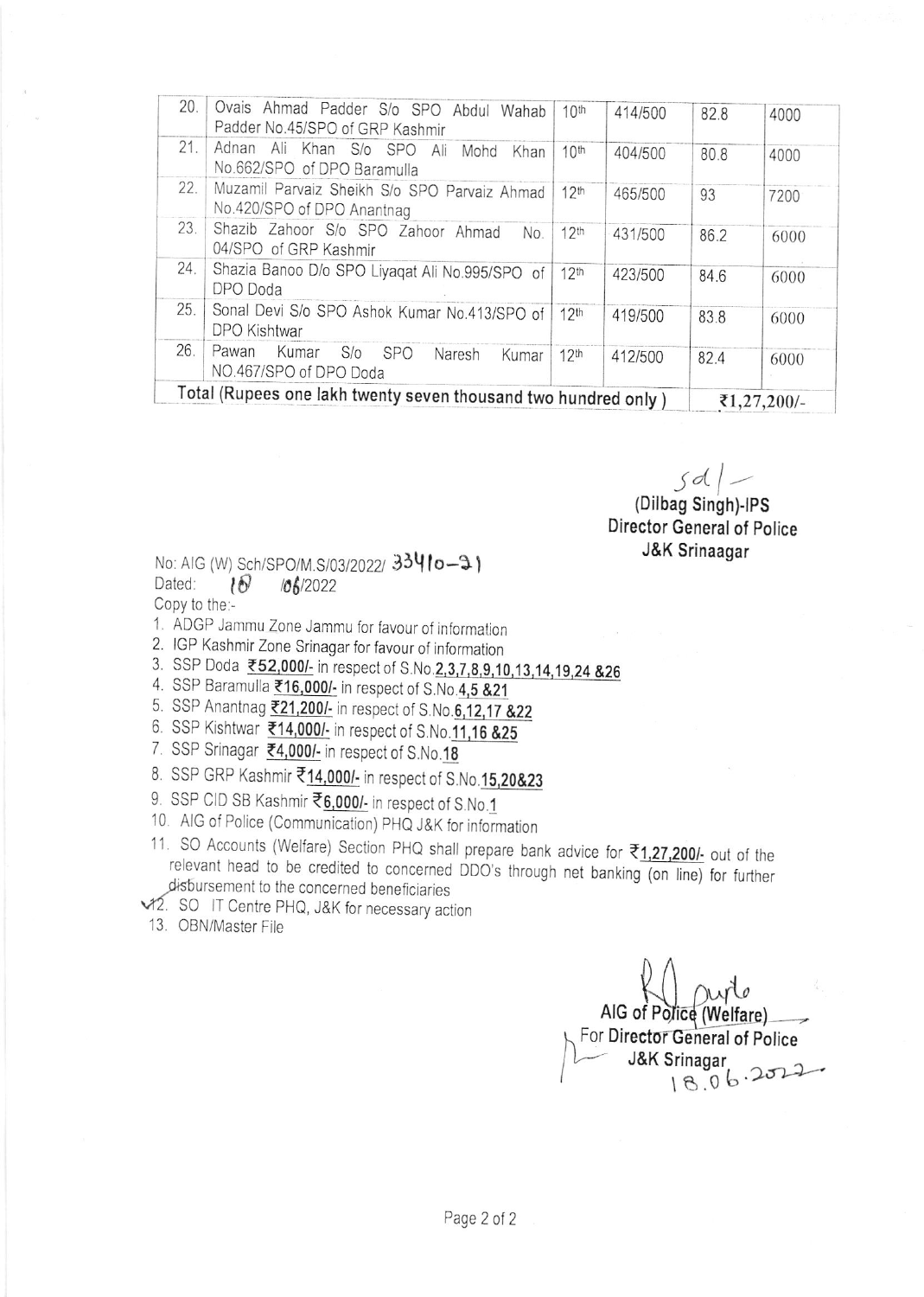| | | | | | |
|---|---|---|---|---|---|
| 20. | Ovais Ahmad Padder S/o SPO Abdul Wahab Padder No.45/SPO of GRP Kashmir | 10th | 414/500 | 82.8 | 4000 |
| 21. | Adnan Ali Khan S/o SPO Ali Mohd Khan No.662/SPO of DPO Baramulla | 10th | 404/500 | 80.8 | 4000 |
| 22. | Muzamil Parvaiz Sheikh S/o SPO Parvaiz Ahmad No.420/SPO of DPO Anantnag | 12th | 465/500 | 93 | 7200 |
| 23. | Shazib Zahoor S/o SPO Zahoor Ahmad No. 04/SPO of GRP Kashmir | 12th | 431/500 | 86.2 | 6000 |
| 24. | Shazia Banoo D/o SPO Liyaqat Ali No.995/SPO of DPO Doda | 12th | 423/500 | 84.6 | 6000 |
| 25. | Sonal Devi S/o SPO Ashok Kumar No.413/SPO of DPO Kishtwar | 12th | 419/500 | 83.8 | 6000 |
| 26. | Pawan Kumar S/o SPO Naresh Kumar NO.467/SPO of DPO Doda | 12th | 412/500 | 82.4 | 6000 |
| Total (Rupees one lakh twenty seven thousand two hundred only) | | | | | ₹1,27,200/- |

Sd/-

**(Dilbag Singh)-IPS**
**Director General of Police**
**J&K Srinaagar**

No: AIG (W) Sch/SPO/M.S/03/2022/ 33410-21
Dated: 18 /06/2022

Copy to the:-

1. ADGP Jammu Zone Jammu for favour of information
2. IGP Kashmir Zone Srinagar for favour of information
3. SSP Doda **₹52,000/-** in respect of S.No.**2,3,7,8,9,10,13,14,19,24 &26**
4. SSP Baramulla **₹16,000/-** in respect of S.No.**4,5 &21**
5. SSP Anantnag **₹21,200/-** in respect of S.No.**6,12,17 &22**
6. SSP Kishtwar **₹14,000/-** in respect of S.No.**11,16 &25**
7. SSP Srinagar **₹4,000/-** in respect of S.No.**18**
8. SSP GRP Kashmir **₹14,000/-** in respect of S.No.**15,20&23**
9. SSP CID SB Kashmir **₹6,000/-** in respect of S.No.**1**
10. AIG of Police (Communication) PHQ J&K for information
11. SO Accounts (Welfare) Section PHQ shall prepare bank advice for **₹1,27,200/-** out of the relevant head to be credited to concerned DDO's through net banking (on line) for further disbursement to the concerned beneficiaries
12. SO IT Centre PHQ, J&K for necessary action
13. OBN/Master File

**AIG of Police (Welfare)**
**For Director General of Police**
**J&K Srinagar**
18.06.2022